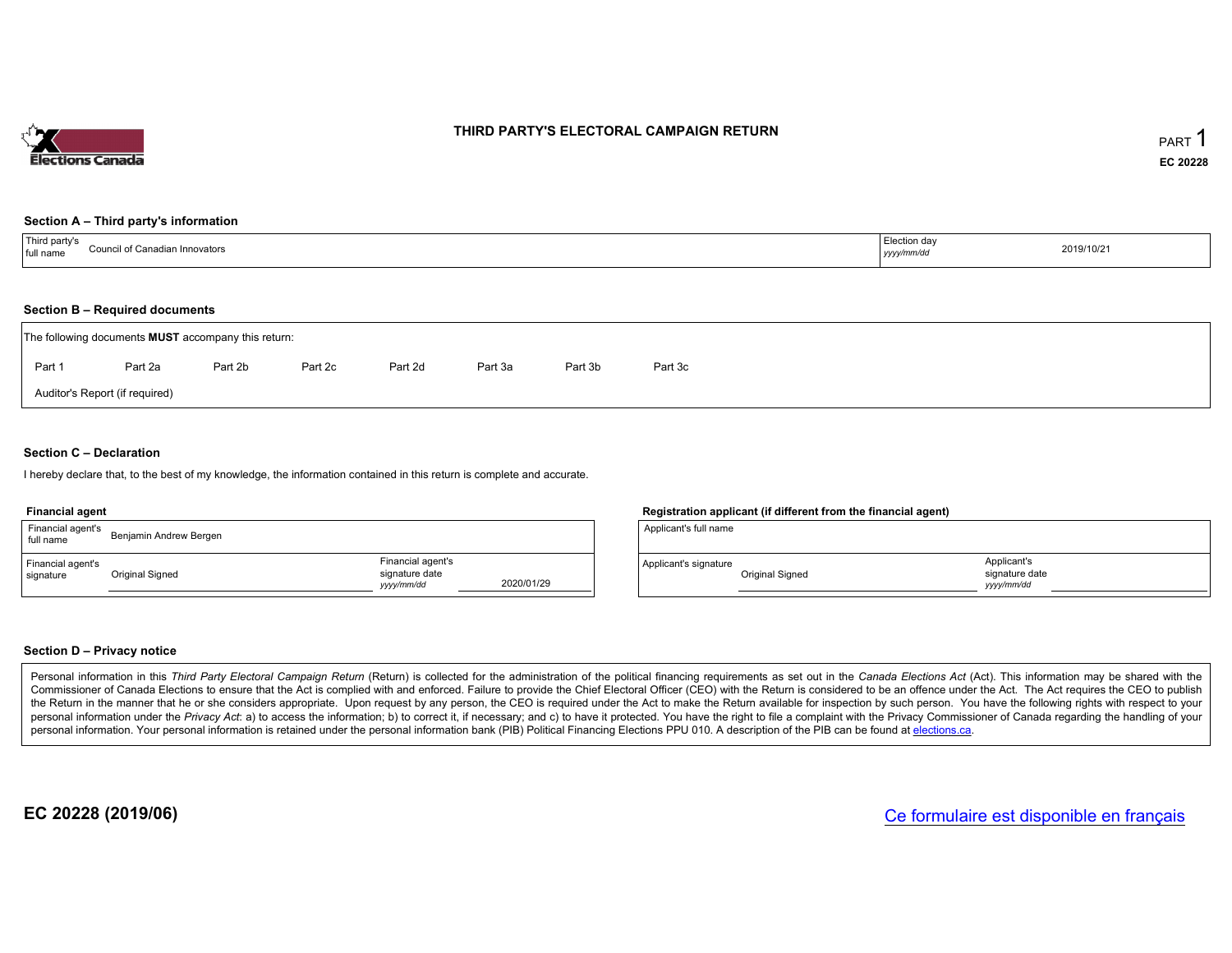# THIRD PARTY'S ELECTORAL CAMPAIGN RETURN

PART 1

**EC 20228**

## Section A – Third party's information

| Third party's full name | Council of Canadian Innovators | Election day *yyyy/mm/dd* | 2019/10/21 |
|---|---|---|---|

## Section B – Required documents

The following documents **MUST** accompany this return:

Part 1 &nbsp;&nbsp; Part 2a &nbsp;&nbsp; Part 2b &nbsp;&nbsp; Part 2c &nbsp;&nbsp; Part 2d &nbsp;&nbsp; Part 3a &nbsp;&nbsp; Part 3b &nbsp;&nbsp; Part 3c

Auditor's Report (if required)

## Section C – Declaration

I hereby declare that, to the best of my knowledge, the information contained in this return is complete and accurate.

**Financial agent**

| Financial agent's full name | Benjamin Andrew Bergen | | |
|---|---|---|---|
| Financial agent's signature | Original Signed | Financial agent's signature date *yyyy/mm/dd* | 2020/01/29 |

**Registration applicant (if different from the financial agent)**

| Applicant's full name | | | |
|---|---|---|---|
| Applicant's signature | Original Signed | Applicant's signature date *yyyy/mm/dd* | |

## Section D – Privacy notice

Personal information in this *Third Party Electoral Campaign Return* (Return) is collected for the administration of the political financing requirements as set out in the *Canada Elections Act* (Act). This information may be shared with the Commissioner of Canada Elections to ensure that the Act is complied with and enforced. Failure to provide the Chief Electoral Officer (CEO) with the Return is considered to be an offence under the Act. The Act requires the CEO to publish the Return in the manner that he or she considers appropriate. Upon request by any person, the CEO is required under the Act to make the Return available for inspection by such person. You have the following rights with respect to your personal information under the *Privacy Act*: a) to access the information; b) to correct it, if necessary; and c) to have it protected. You have the right to file a complaint with the Privacy Commissioner of Canada regarding the handling of your personal information. Your personal information is retained under the personal information bank (PIB) Political Financing Elections PPU 010. A description of the PIB can be found at elections.ca.

**EC 20228 (2019/06)**

Ce formulaire est disponible en français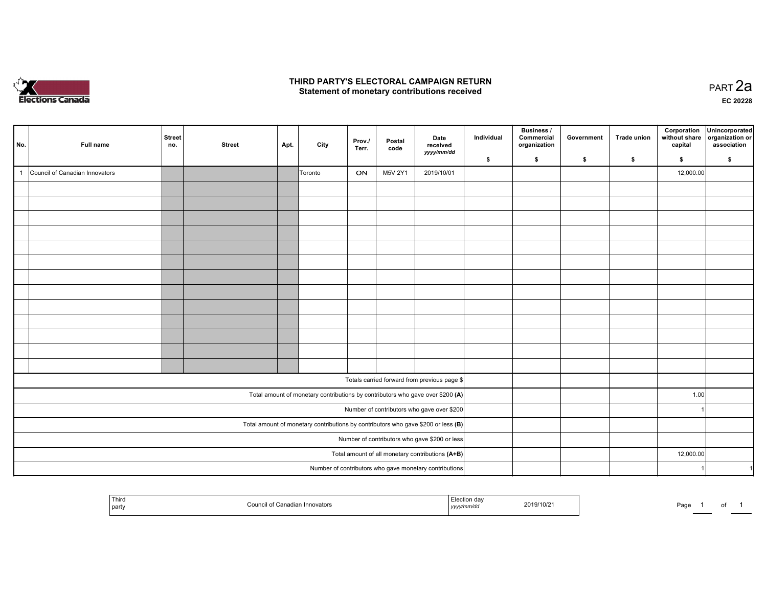# THIRD PARTY'S ELECTORAL CAMPAIGN RETURN
## Statement of monetary contributions received

PART 2a

EC 20228

| No. | Full name | Street no. | Street | Apt. | City | Prov./ Terr. | Postal code | Date received yyyy/mm/dd | Individual $ | Business / Commercial organization $ | Government $ | Trade union $ | Corporation without share capital $ | Unincorporated organization or association $ |
|---|---|---|---|---|---|---|---|---|---|---|---|---|---|---|
| 1 | Council of Canadian Innovators | | | | Toronto | ON | M5V 2Y1 | 2019/10/01 | | | | | 12,000.00 | |
| | | | | | | | | | | | | | | |
| | | | | | | | | | | | | | | |
| | | | | | | | | | | | | | | |
| | | | | | | | | | | | | | | |
| | | | | | | | | | | | | | | |
| | | | | | | | | | | | | | | |
| | | | | | | | | | | | | | | |
| | | | | | | | | | | | | | | |
| | | | | | | | | | | | | | | |
| | | | | | | | | | | | | | | |
| | | | | | | | | | | | | | | |
| | | | | | | | | | | | | | | |
| | | | | | | | | | | | | | | |
| Totals carried forward from previous page $ | | | | | | | | | | | | | | |
| Total amount of monetary contributions by contributors who gave over $200 (A) | | | | | | | | | | | | | 1.00 | |
| Number of contributors who gave over $200 | | | | | | | | | | | | | 1 | |
| Total amount of monetary contributions by contributors who gave $200 or less (B) | | | | | | | | | | | | | | |
| Number of contributors who gave $200 or less | | | | | | | | | | | | | | |
| Total amount of all monetary contributions (A+B) | | | | | | | | | | | | | 12,000.00 | |
| Number of contributors who gave monetary contributions | | | | | | | | | | | | | 1 | 1 |

| Third party | Council of Canadian Innovators | Election day yyyy/mm/dd | 2019/10/21 |
|---|---|---|---|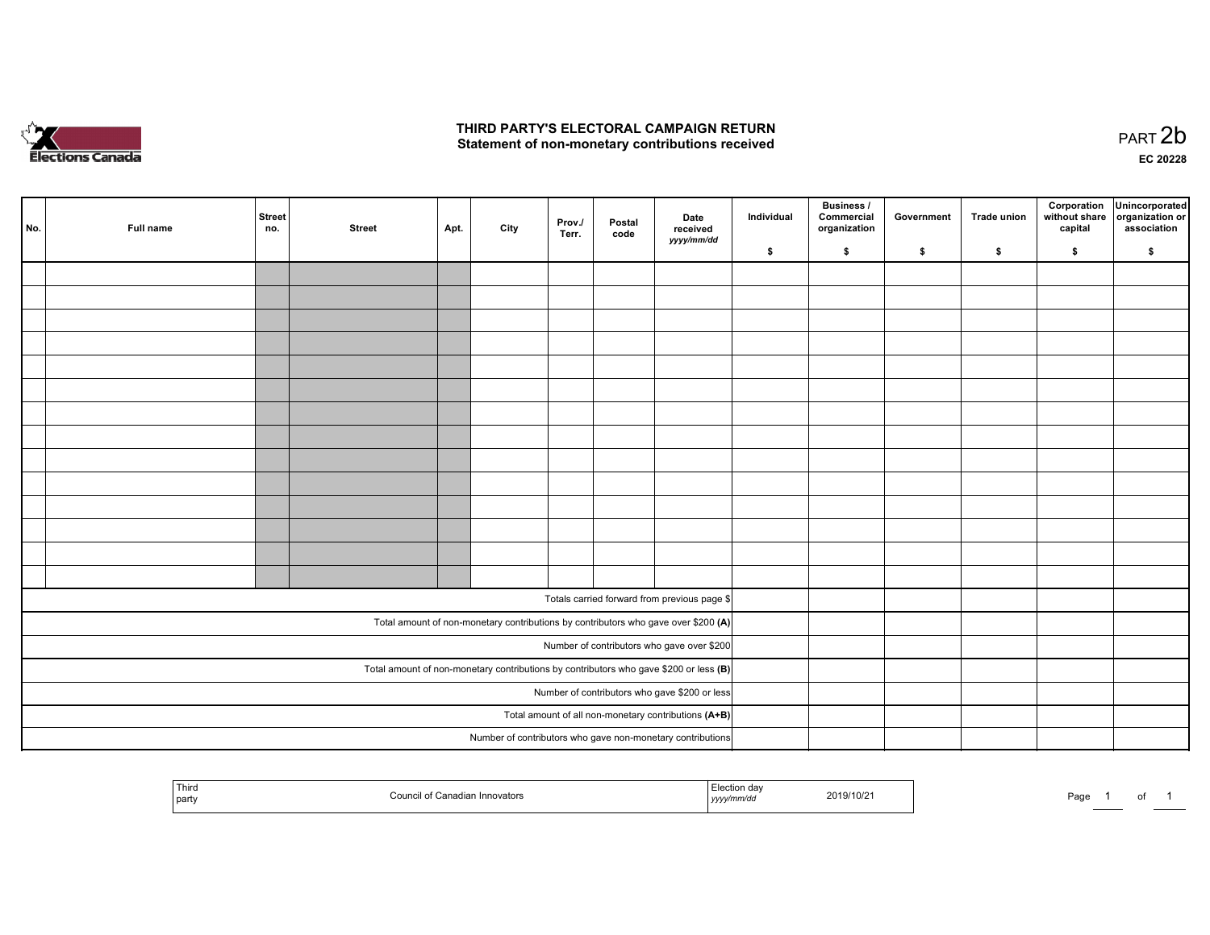# THIRD PARTY'S ELECTORAL CAMPAIGN RETURN
## Statement of non-monetary contributions received

PART 2b

EC 20228

| No. | Full name | Street no. | Street | Apt. | City | Prov./ Terr. | Postal code | Date received yyyy/mm/dd | Individual $ | Business / Commercial organization $ | Government $ | Trade union $ | Corporation without share capital $ | Unincorporated organization or association $ |
|---|---|---|---|---|---|---|---|---|---|---|---|---|---|---|
| | | | | | | | | | | | | | | |
| | | | | | | | | | | | | | | |
| | | | | | | | | | | | | | | |
| | | | | | | | | | | | | | | |
| | | | | | | | | | | | | | | |
| | | | | | | | | | | | | | | |
| | | | | | | | | | | | | | | |
| | | | | | | | | | | | | | | |
| | | | | | | | | | | | | | | |
| | | | | | | | | | | | | | | |
| | | | | | | | | | | | | | | |
| | | | | | | | | | | | | | | |
| | | | | | | | | | | | | | | |
| | | | | | | | | | | | | | | |
| Totals carried forward from previous page $ | | | | | | | | | | | | | | |
| Total amount of non-monetary contributions by contributors who gave over $200 **(A)** | | | | | | | | | | | | | | |
| Number of contributors who gave over $200 | | | | | | | | | | | | | | |
| Total amount of non-monetary contributions by contributors who gave $200 or less **(B)** | | | | | | | | | | | | | | |
| Number of contributors who gave $200 or less | | | | | | | | | | | | | | |
| Total amount of all non-monetary contributions **(A+B)** | | | | | | | | | | | | | | |
| Number of contributors who gave non-monetary contributions | | | | | | | | | | | | | | |

| Third party | Council of Canadian Innovators | Election day yyyy/mm/dd | 2019/10/21 |
|---|---|---|---|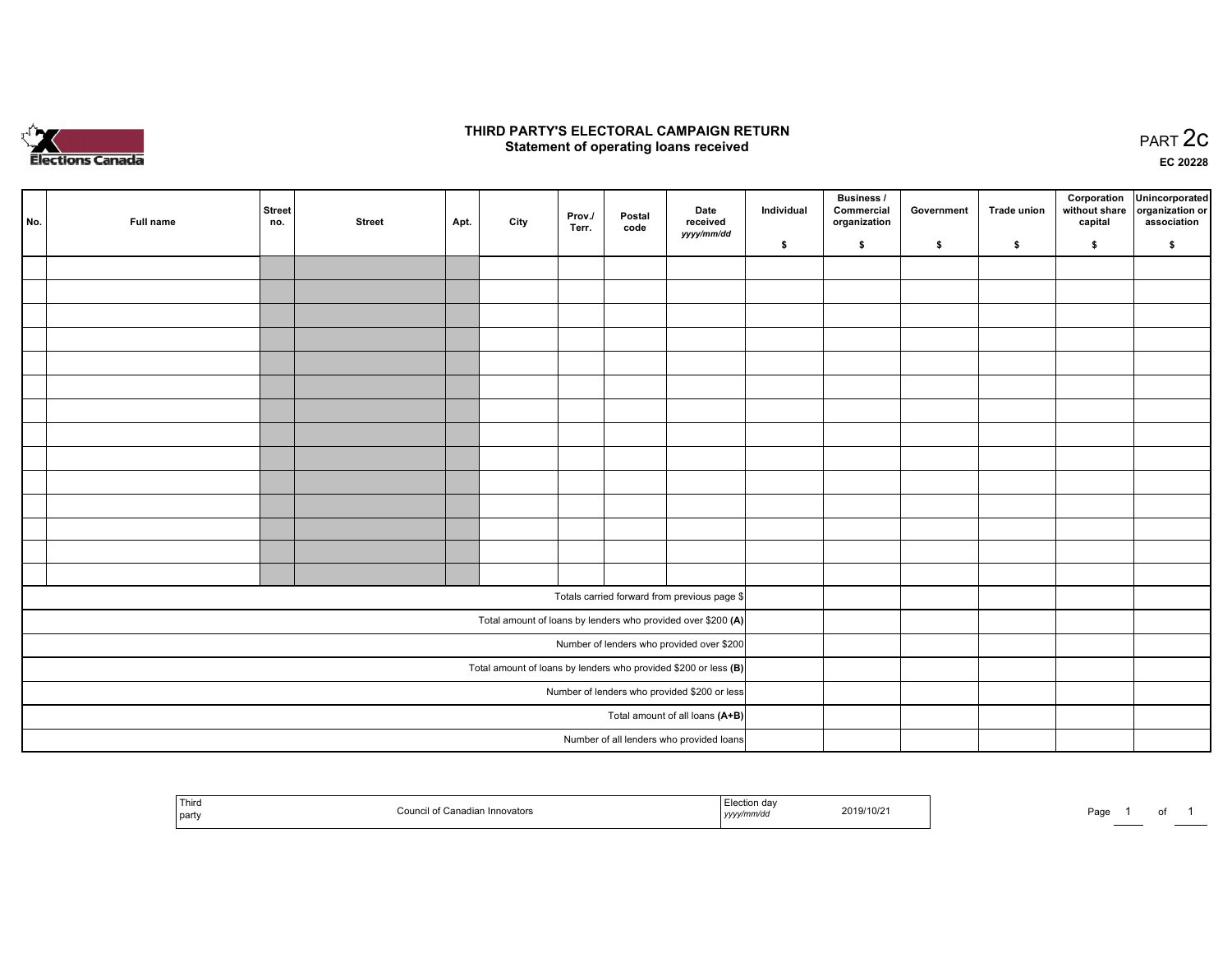# THIRD PARTY'S ELECTORAL CAMPAIGN RETURN
## Statement of operating loans received

PART 2c

EC 20228

| No. | Full name | Street no. | Street | Apt. | City | Prov./ Terr. | Postal code | Date received *yyyy/mm/dd* | Individual $ | Business / Commercial organization $ | Government $ | Trade union $ | Corporation without share capital $ | Unincorporated organization or association $ |
|---|---|---|---|---|---|---|---|---|---|---|---|---|---|---|
| | | | | | | | | | | | | | | |
| | | | | | | | | | | | | | | |
| | | | | | | | | | | | | | | |
| | | | | | | | | | | | | | | |
| | | | | | | | | | | | | | | |
| | | | | | | | | | | | | | | |
| | | | | | | | | | | | | | | |
| | | | | | | | | | | | | | | |
| | | | | | | | | | | | | | | |
| | | | | | | | | | | | | | | |
| | | | | | | | | | | | | | | |
| | | | | | | | | | | | | | | |
| | | | | | | | | | | | | | | |
| | | | | | | | | | | | | | | |
| Totals carried forward from previous page $ | | | | | | | | | | | | | | |
| Total amount of loans by lenders who provided over $200 **(A)** | | | | | | | | | | | | | | |
| Number of lenders who provided over $200 | | | | | | | | | | | | | | |
| Total amount of loans by lenders who provided $200 or less **(B)** | | | | | | | | | | | | | | |
| Number of lenders who provided $200 or less | | | | | | | | | | | | | | |
| Total amount of all loans **(A+B)** | | | | | | | | | | | | | | |
| Number of all lenders who provided loans | | | | | | | | | | | | | | |

| Third party | Council of Canadian Innovators | Election day *yyyy/mm/dd* | 2019/10/21 |
|---|---|---|---|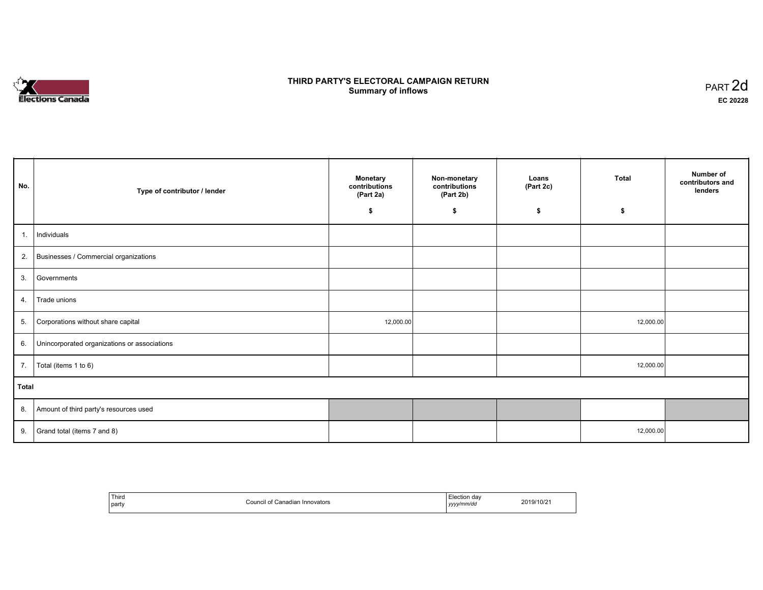# THIRD PARTY'S ELECTORAL CAMPAIGN RETURN
## Summary of inflows

PART 2d
**EC 20228**

| No. | Type of contributor / lender | Monetary contributions (Part 2a) $ | Non-monetary contributions (Part 2b) $ | Loans (Part 2c) $ | Total $ | Number of contributors and lenders |
|---|---|---|---|---|---|---|
| 1. | Individuals | | | | | |
| 2. | Businesses / Commercial organizations | | | | | |
| 3. | Governments | | | | | |
| 4. | Trade unions | | | | | |
| 5. | Corporations without share capital | 12,000.00 | | | 12,000.00 | |
| 6. | Unincorporated organizations or associations | | | | | |
| 7. | Total (items 1 to 6) | | | | 12,000.00 | |
| **Total** | | | | | | |
| 8. | Amount of third party's resources used | | | | | |
| 9. | Grand total (items 7 and 8) | | | | 12,000.00 | |

| Third party | Council of Canadian Innovators | Election day *yyyy/mm/dd* | 2019/10/21 |
|---|---|---|---|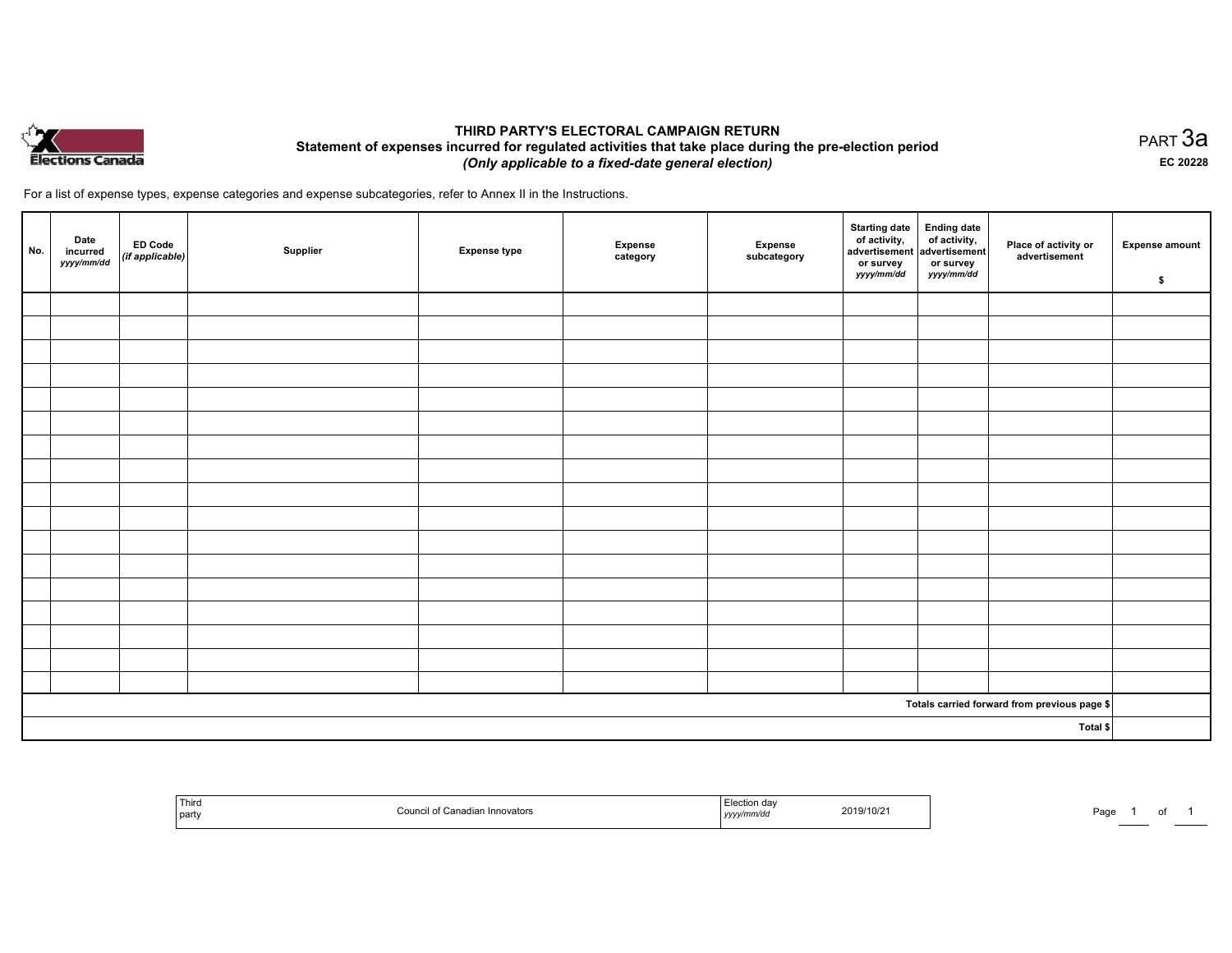# THIRD PARTY'S ELECTORAL CAMPAIGN RETURN

**Statement of expenses incurred for regulated activities that take place during the pre-election period**

***(Only applicable to a fixed-date general election)***

PART 3a

**EC 20228**

For a list of expense types, expense categories and expense subcategories, refer to Annex II in the Instructions.

| No. | Date incurred *yyyy/mm/dd* | ED Code *(if applicable)* | Supplier | Expense type | Expense category | Expense subcategory | Starting date of activity, advertisement or survey *yyyy/mm/dd* | Ending date of activity, advertisement or survey *yyyy/mm/dd* | Place of activity or advertisement | Expense amount $ |
|---|---|---|---|---|---|---|---|---|---|---|
| | | | | | | | | | | |
| | | | | | | | | | | |
| | | | | | | | | | | |
| | | | | | | | | | | |
| | | | | | | | | | | |
| | | | | | | | | | | |
| | | | | | | | | | | |
| | | | | | | | | | | |
| | | | | | | | | | | |
| | | | | | | | | | | |
| | | | | | | | | | | |
| | | | | | | | | | | |
| | | | | | | | | | | |
| | | | | | | | | | | |
| | | | | | | | | | | |
| | | | | | | | | | | |
| | | | | | | | | | | |
| | | | | | | | | | **Totals carried forward from previous page $** | |
| | | | | | | | | | **Total $** | |

| Third party | Council of Canadian Innovators | Election day *yyyy/mm/dd* | 2019/10/21 |
|---|---|---|---|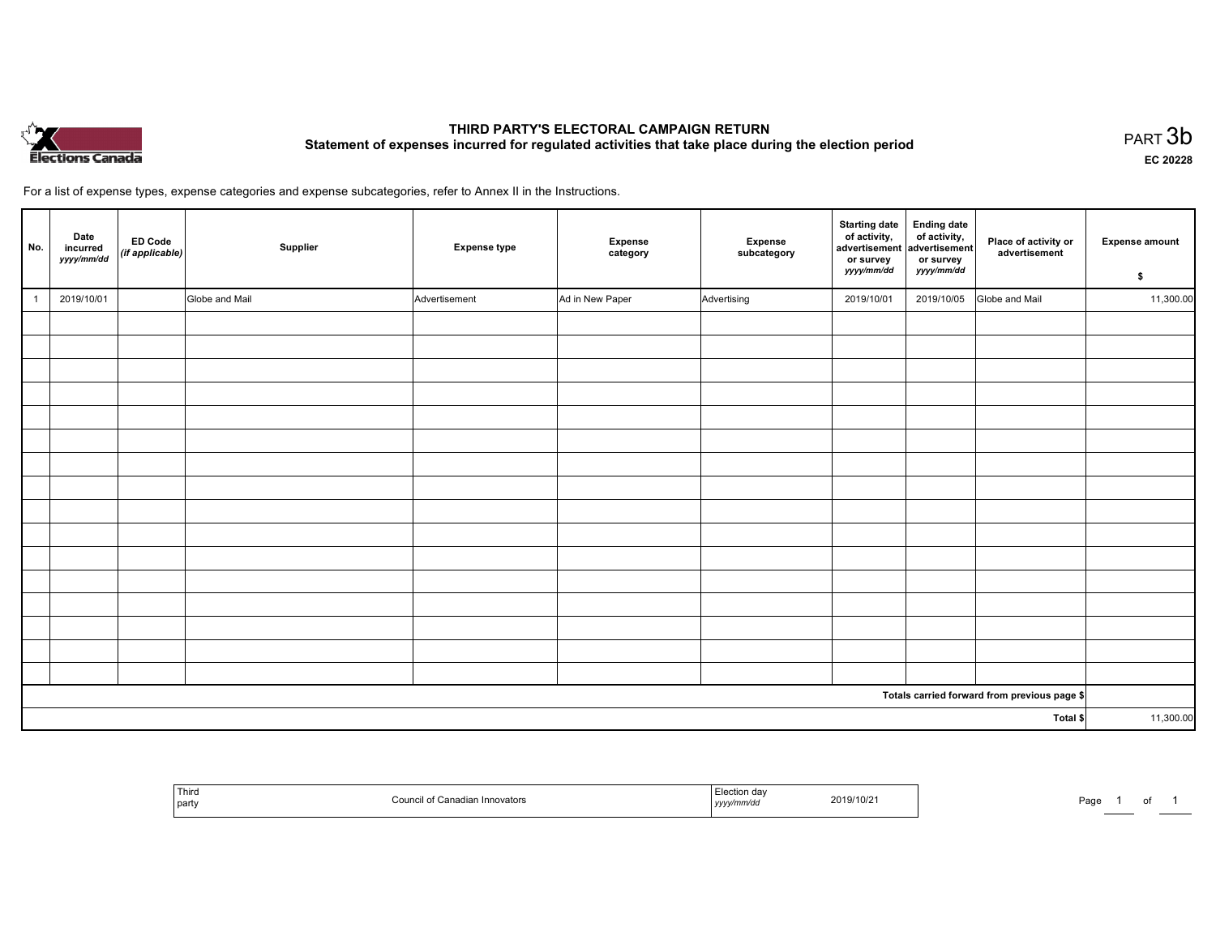# THIRD PARTY'S ELECTORAL CAMPAIGN RETURN

## Statement of expenses incurred for regulated activities that take place during the election period

PART 3b

**EC 20228**

For a list of expense types, expense categories and expense subcategories, refer to Annex II in the Instructions.

| No. | Date incurred *yyyy/mm/dd* | ED Code *(if applicable)* | Supplier | Expense type | Expense category | Expense subcategory | Starting date of activity, advertisement or survey *yyyy/mm/dd* | Ending date of activity, advertisement or survey *yyyy/mm/dd* | Place of activity or advertisement | Expense amount $ |
|---|---|---|---|---|---|---|---|---|---|---|
| 1 | 2019/10/01 | | Globe and Mail | Advertisement | Ad in New Paper | Advertising | 2019/10/01 | 2019/10/05 | Globe and Mail | 11,300.00 |
| | | | | | | | | | | |
| | | | | | | | | | | |
| | | | | | | | | | | |
| | | | | | | | | | | |
| | | | | | | | | | | |
| | | | | | | | | | | |
| | | | | | | | | | | |
| | | | | | | | | | | |
| | | | | | | | | | | |
| | | | | | | | | | | |
| | | | | | | | | | | |
| | | | | | | | | | | |
| | | | | | | | | | | |
| | | | | | | | | | | |
| | | | | | | | | | | |
| | | | | | | | | | | |
| **Totals carried forward from previous page $** | | | | | | | | | | |
| **Total $** | | | | | | | | | | 11,300.00 |

| Third party | Council of Canadian Innovators | Election day *yyyy/mm/dd* | 2019/10/21 |
|---|---|---|---|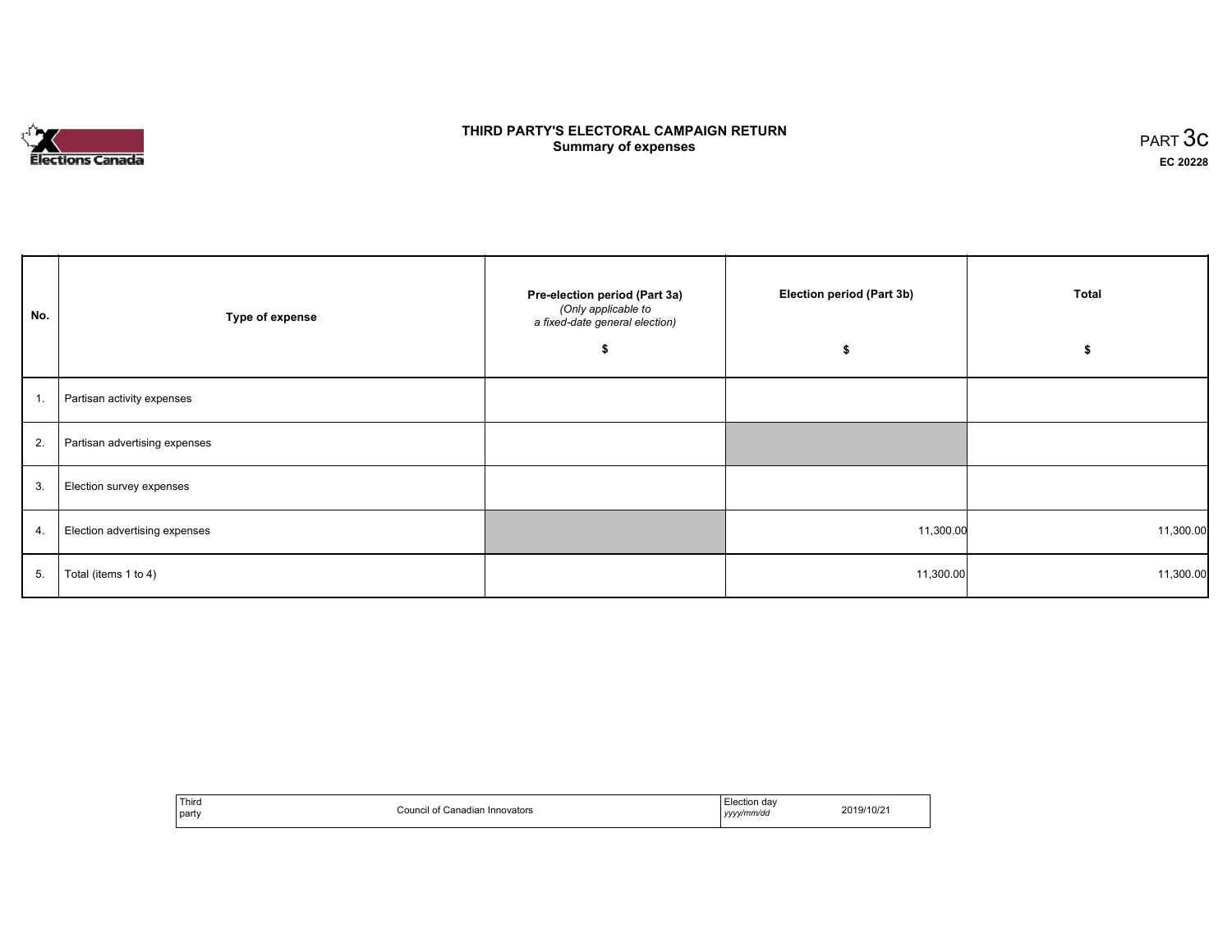# THIRD PARTY'S ELECTORAL CAMPAIGN RETURN
## Summary of expenses

PART 3c

**EC 20228**

| No. | Type of expense | Pre-election period (Part 3a) *(Only applicable to a fixed-date general election)* $ | Election period (Part 3b) $ | Total $ |
|---|---|---|---|---|
| 1. | Partisan activity expenses | | | |
| 2. | Partisan advertising expenses | | | |
| 3. | Election survey expenses | | | |
| 4. | Election advertising expenses | | 11,300.00 | 11,300.00 |
| 5. | Total (items 1 to 4) | | 11,300.00 | 11,300.00 |

| Third party | Council of Canadian Innovators | Election day *yyyy/mm/dd* | 2019/10/21 |
|---|---|---|---|